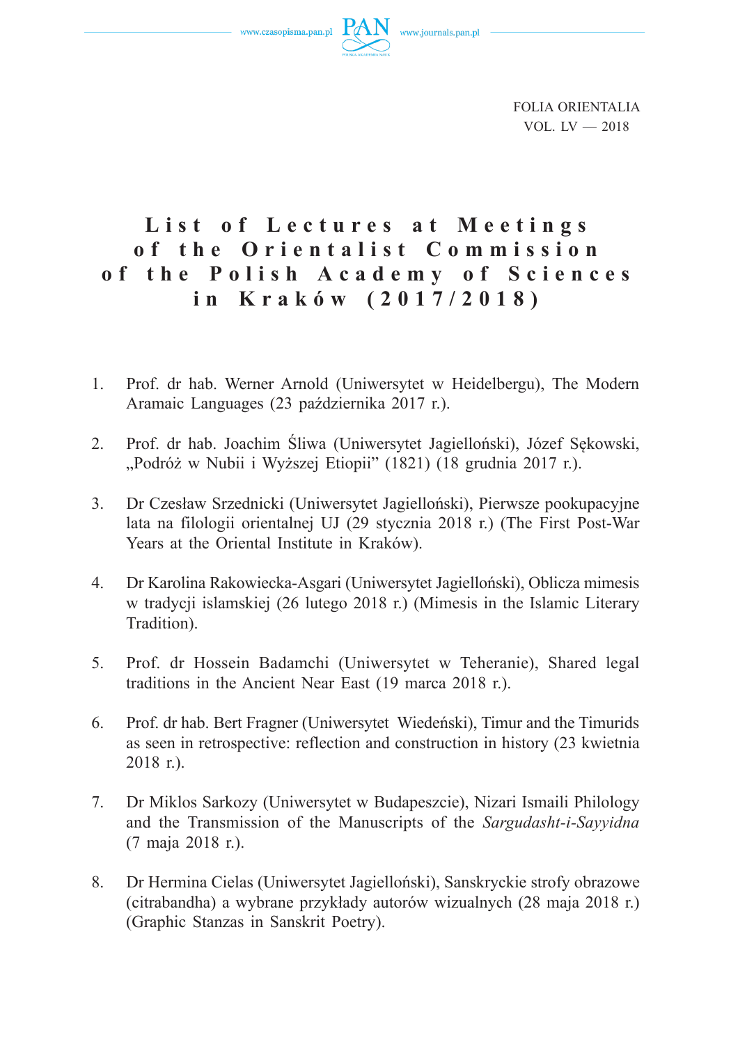# List of Lectures at Meetings of the Orientalist Commission of the Polish Academy of Sciences in Kraków (2017/2018)

1. Prof. dr hab. Werner Arnold (Uniwersytet w Heidelbergu), The Modern Aramaic Languages (23 października 2017 r.).

2. Prof. dr hab. Joachim Śliwa (Uniwersytet Jagielloński), Józef Sękowski, „Podróż w Nubii i Wyższej Etiopii" (1821) (18 grudnia 2017 r.).

3. Dr Czesław Srzednicki (Uniwersytet Jagielloński), Pierwsze pookupacyjne lata na filologii orientalnej UJ (29 stycznia 2018 r.) (The First Post-War Years at the Oriental Institute in Kraków).

4. Dr Karolina Rakowiecka-Asgari (Uniwersytet Jagielloński), Oblicza mimesis w tradycji islamskiej (26 lutego 2018 r.) (Mimesis in the Islamic Literary Tradition).

5. Prof. dr Hossein Badamchi (Uniwersytet w Teheranie), Shared legal traditions in the Ancient Near East (19 marca 2018 r.).

6. Prof. dr hab. Bert Fragner (Uniwersytet Wiedeński), Timur and the Timurids as seen in retrospective: reflection and construction in history (23 kwietnia 2018 r.).

7. Dr Miklos Sarkozy (Uniwersytet w Budapeszcie), Nizari Ismaili Philology and the Transmission of the Manuscripts of the *Sargudasht-i-Sayyidna* (7 maja 2018 r.).

8. Dr Hermina Cielas (Uniwersytet Jagielloński), Sanskryckie strofy obrazowe (citrabandha) a wybrane przykłady autorów wizualnych (28 maja 2018 r.) (Graphic Stanzas in Sanskrit Poetry).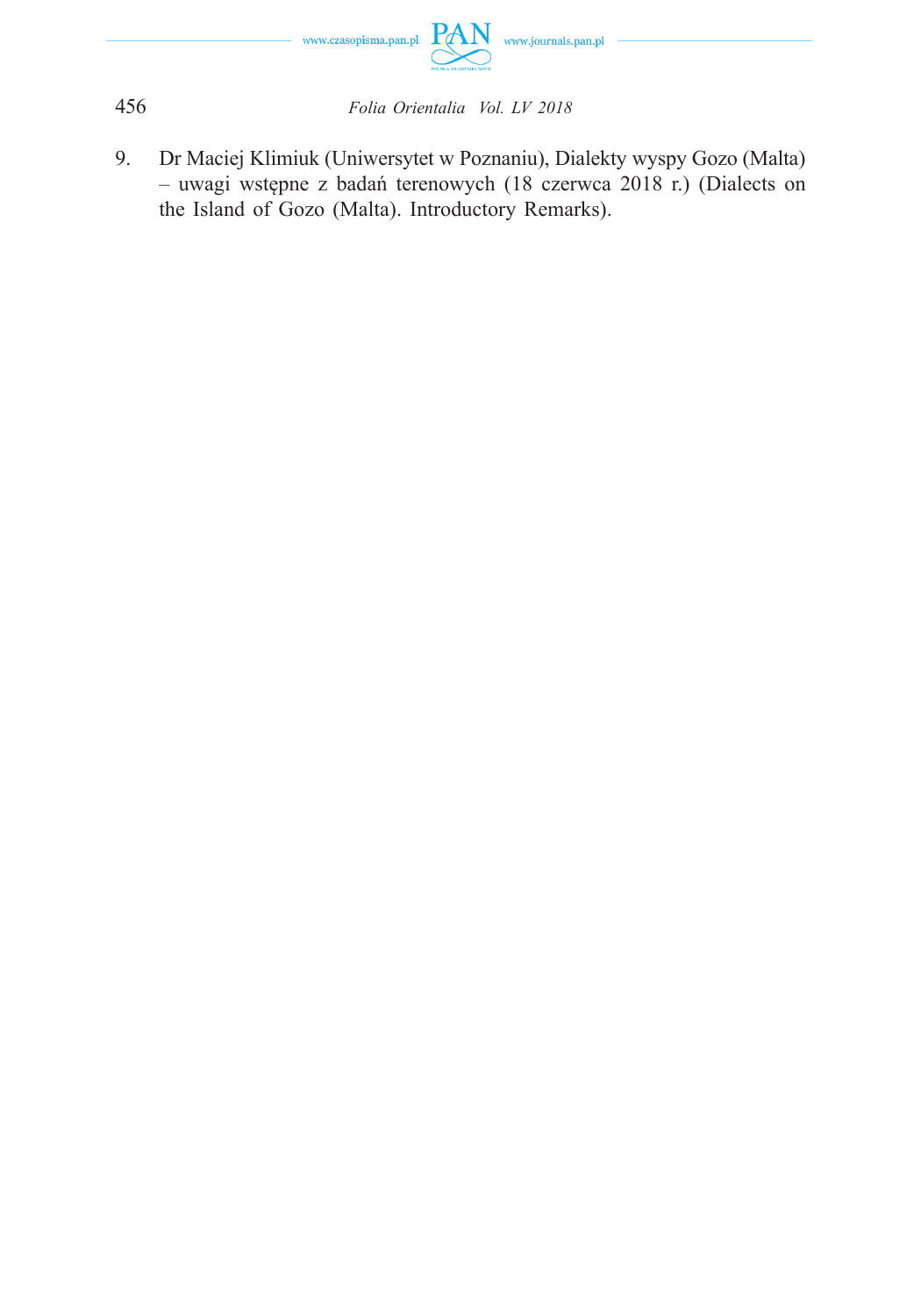9. Dr Maciej Klimiuk (Uniwersytet w Poznaniu), Dialekty wyspy Gozo (Malta) – uwagi wstępne z badań terenowych (18 czerwca 2018 r.) (Dialects on the Island of Gozo (Malta). Introductory Remarks).